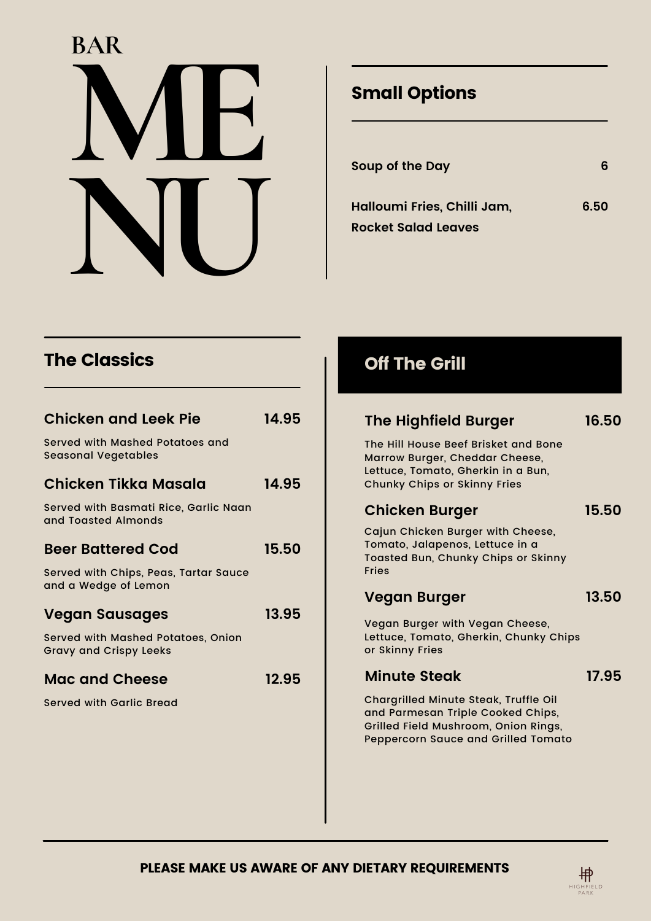# BAR MENU

## Small Options

**Soup of the Day** — 6

**Halloumi Fries, Chilli Jam, Rocket Salad Leaves** — 6.50

## The Classics

### Chicken and Leek Pie — 14.95

Served with Mashed Potatoes and Seasonal Vegetables

### Chicken Tikka Masala — 14.95

Served with Basmati Rice, Garlic Naan and Toasted Almonds

### Beer Battered Cod — 15.50

Served with Chips, Peas, Tartar Sauce and a Wedge of Lemon

### Vegan Sausages — 13.95

Served with Mashed Potatoes, Onion Gravy and Crispy Leeks

### Mac and Cheese — 12.95

Served with Garlic Bread

## Off The Grill

### The Highfield Burger — 16.50

The Hill House Beef Brisket and Bone Marrow Burger, Cheddar Cheese, Lettuce, Tomato, Gherkin in a Bun, Chunky Chips or Skinny Fries

### Chicken Burger — 15.50

Cajun Chicken Burger with Cheese, Tomato, Jalapenos, Lettuce in a Toasted Bun, Chunky Chips or Skinny Fries

### Vegan Burger — 13.50

Vegan Burger with Vegan Cheese, Lettuce, Tomato, Gherkin, Chunky Chips or Skinny Fries

### Minute Steak — 17.95

Chargrilled Minute Steak, Truffle Oil and Parmesan Triple Cooked Chips, Grilled Field Mushroom, Onion Rings, Peppercorn Sauce and Grilled Tomato

**PLEASE MAKE US AWARE OF ANY DIETARY REQUIREMENTS**

HIGHFIELD PARK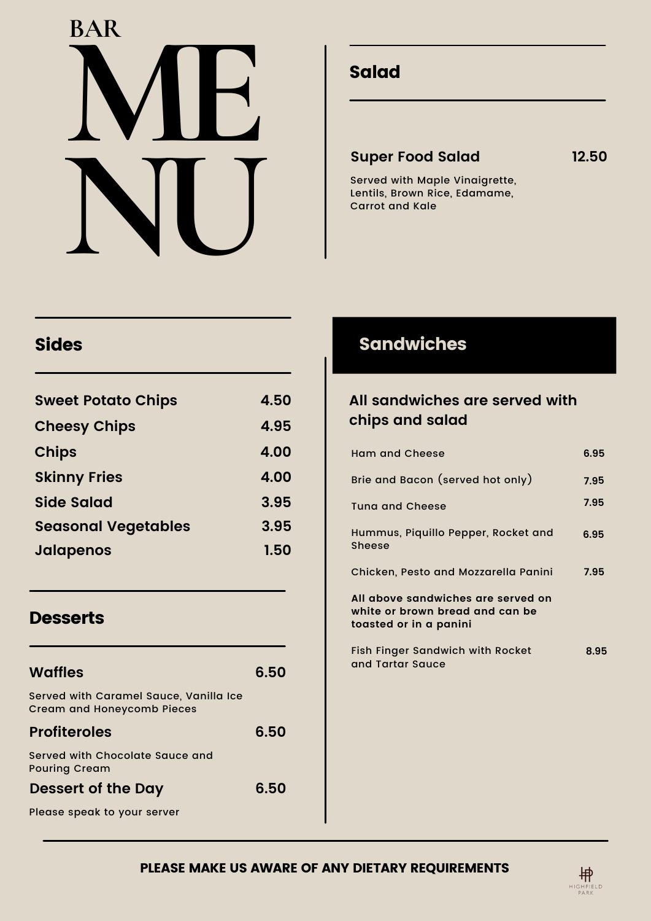# BAR MENU

## Salad

**Super Food Salad** 12.50

Served with Maple Vinaigrette, Lentils, Brown Rice, Edamame, Carrot and Kale

## Sides

| | |
|---|---|
| Sweet Potato Chips | 4.50 |
| Cheesy Chips | 4.95 |
| Chips | 4.00 |
| Skinny Fries | 4.00 |
| Side Salad | 3.95 |
| Seasonal Vegetables | 3.95 |
| Jalapenos | 1.50 |

## Desserts

**Waffles** 6.50

Served with Caramel Sauce, Vanilla Ice Cream and Honeycomb Pieces

**Profiteroles** 6.50

Served with Chocolate Sauce and Pouring Cream

**Dessert of the Day** 6.50

Please speak to your server

## Sandwiches

**All sandwiches are served with chips and salad**

| | |
|---|---|
| Ham and Cheese | 6.95 |
| Brie and Bacon (served hot only) | 7.95 |
| Tuna and Cheese | 7.95 |
| Hummus, Piquillo Pepper, Rocket and Sheese | 6.95 |
| Chicken, Pesto and Mozzarella Panini | 7.95 |

**All above sandwiches are served on white or brown bread and can be toasted or in a panini**

| | |
|---|---|
| Fish Finger Sandwich with Rocket and Tartar Sauce | 8.95 |

**PLEASE MAKE US AWARE OF ANY DIETARY REQUIREMENTS**

HIGHFIELD PARK